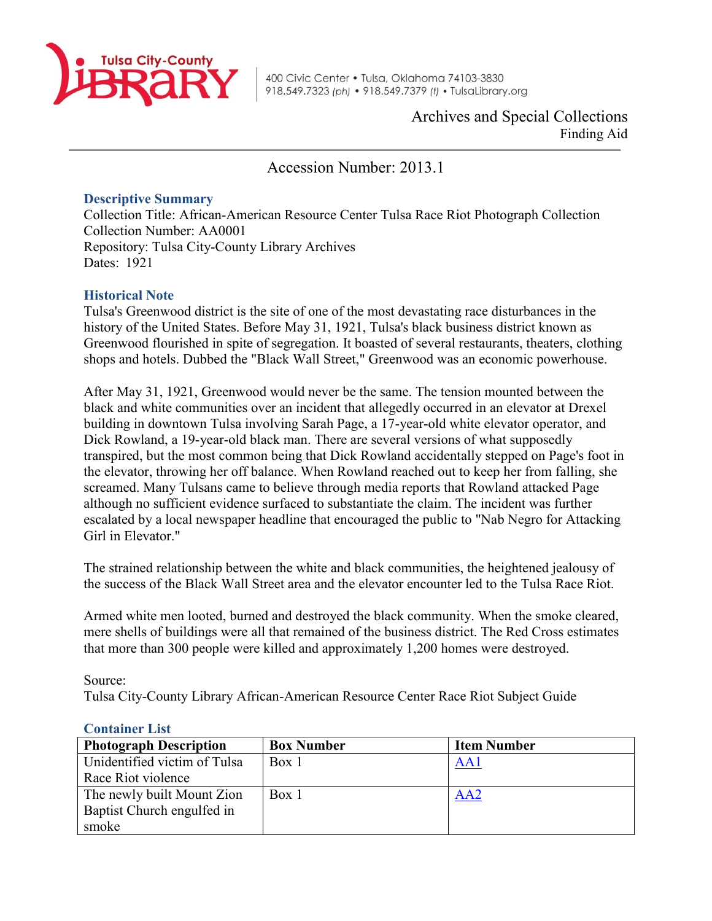Tulsa City-County Library

400 Civic Center • Tulsa, Oklahoma 74103-3830
918.549.7323 (ph) • 918.549.7379 (f) • TulsaLibrary.org

Archives and Special Collections
Finding Aid

# Accession Number: 2013.1

## Descriptive Summary

Collection Title: African-American Resource Center Tulsa Race Riot Photograph Collection
Collection Number: AA0001
Repository: Tulsa City-County Library Archives
Dates: 1921

## Historical Note

Tulsa's Greenwood district is the site of one of the most devastating race disturbances in the history of the United States. Before May 31, 1921, Tulsa's black business district known as Greenwood flourished in spite of segregation. It boasted of several restaurants, theaters, clothing shops and hotels. Dubbed the "Black Wall Street," Greenwood was an economic powerhouse.

After May 31, 1921, Greenwood would never be the same. The tension mounted between the black and white communities over an incident that allegedly occurred in an elevator at Drexel building in downtown Tulsa involving Sarah Page, a 17-year-old white elevator operator, and Dick Rowland, a 19-year-old black man. There are several versions of what supposedly transpired, but the most common being that Dick Rowland accidentally stepped on Page's foot in the elevator, throwing her off balance. When Rowland reached out to keep her from falling, she screamed. Many Tulsans came to believe through media reports that Rowland attacked Page although no sufficient evidence surfaced to substantiate the claim. The incident was further escalated by a local newspaper headline that encouraged the public to "Nab Negro for Attacking Girl in Elevator."

The strained relationship between the white and black communities, the heightened jealousy of the success of the Black Wall Street area and the elevator encounter led to the Tulsa Race Riot.

Armed white men looted, burned and destroyed the black community. When the smoke cleared, mere shells of buildings were all that remained of the business district. The Red Cross estimates that more than 300 people were killed and approximately 1,200 homes were destroyed.

Source:
Tulsa City-County Library African-American Resource Center Race Riot Subject Guide

## Container List

| Photograph Description | Box Number | Item Number |
|---|---|---|
| Unidentified victim of Tulsa Race Riot violence | Box 1 | AA1 |
| The newly built Mount Zion Baptist Church engulfed in smoke | Box 1 | AA2 |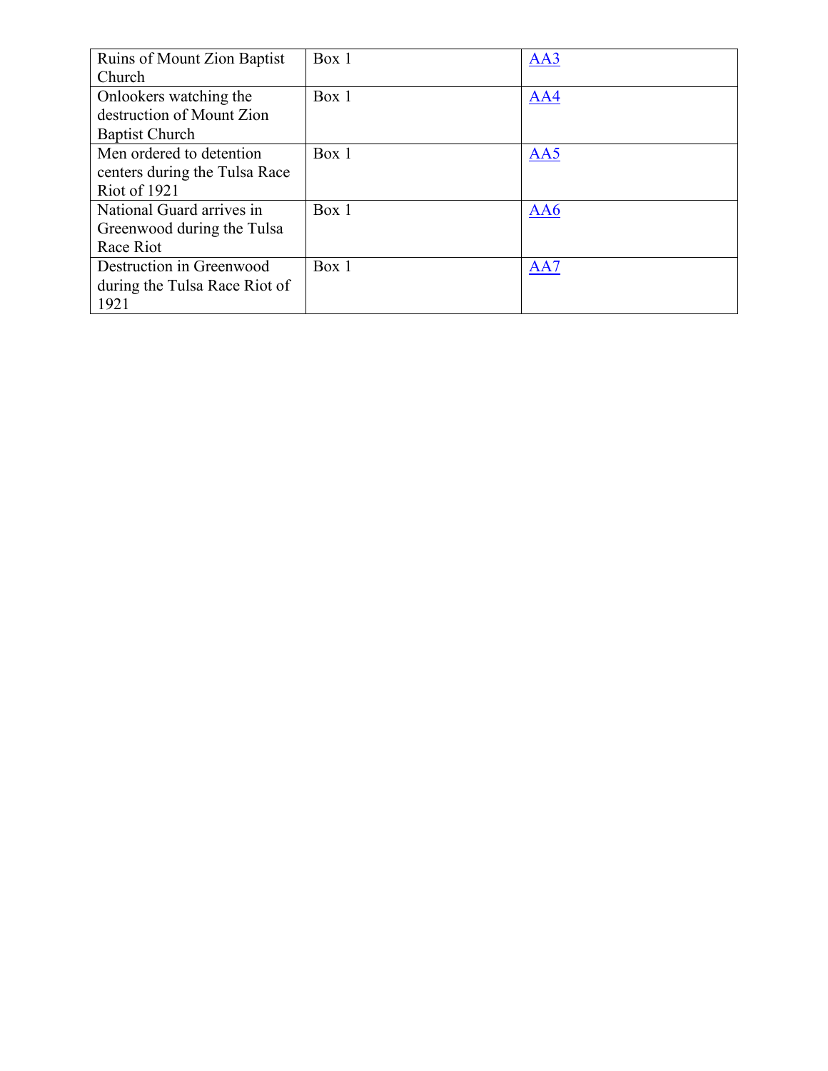| | | |
|---|---|---|
| Ruins of Mount Zion Baptist Church | Box 1 | AA3 |
| Onlookers watching the destruction of Mount Zion Baptist Church | Box 1 | AA4 |
| Men ordered to detention centers during the Tulsa Race Riot of 1921 | Box 1 | AA5 |
| National Guard arrives in Greenwood during the Tulsa Race Riot | Box 1 | AA6 |
| Destruction in Greenwood during the Tulsa Race Riot of 1921 | Box 1 | AA7 |